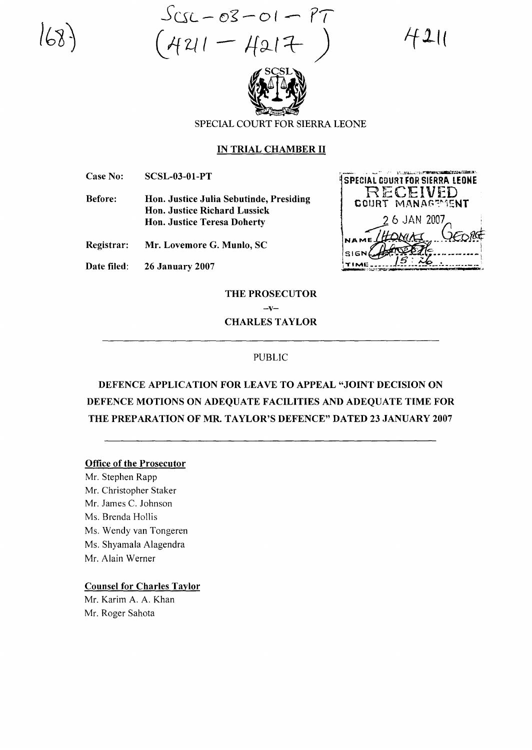SCSL-03-01-PT
(4211 - 4217)

4211

168)

SPECIAL COURT FOR SIERRA LEONE

## IN TRIAL CHAMBER II

| | |
|---|---|
| **Case No:** | **SCSL-03-01-PT** |
| **Before:** | **Hon. Justice Julia Sebutinde, Presiding**<br>**Hon. Justice Richard Lussick**<br>**Hon. Justice Teresa Doherty** |
| **Registrar:** | **Mr. Lovemore G. Munlo, SC** |
| **Date filed:** | **26 January 2007** |

SPECIAL COURT FOR SIERRA LEONE
RECEIVED
COURT MANAGEMENT
26 JAN 2007
NAME THOMAS GEORGE
SIGN
TIME 15:26

**THE PROSECUTOR**

**–v–**

**CHARLES TAYLOR**

PUBLIC

**DEFENCE APPLICATION FOR LEAVE TO APPEAL "JOINT DECISION ON DEFENCE MOTIONS ON ADEQUATE FACILITIES AND ADEQUATE TIME FOR THE PREPARATION OF MR. TAYLOR'S DEFENCE" DATED 23 JANUARY 2007**

**Office of the Prosecutor**

Mr. Stephen Rapp
Mr. Christopher Staker
Mr. James C. Johnson
Ms. Brenda Hollis
Ms. Wendy van Tongeren
Ms. Shyamala Alagendra
Mr. Alain Werner

**Counsel for Charles Taylor**

Mr. Karim A. A. Khan
Mr. Roger Sahota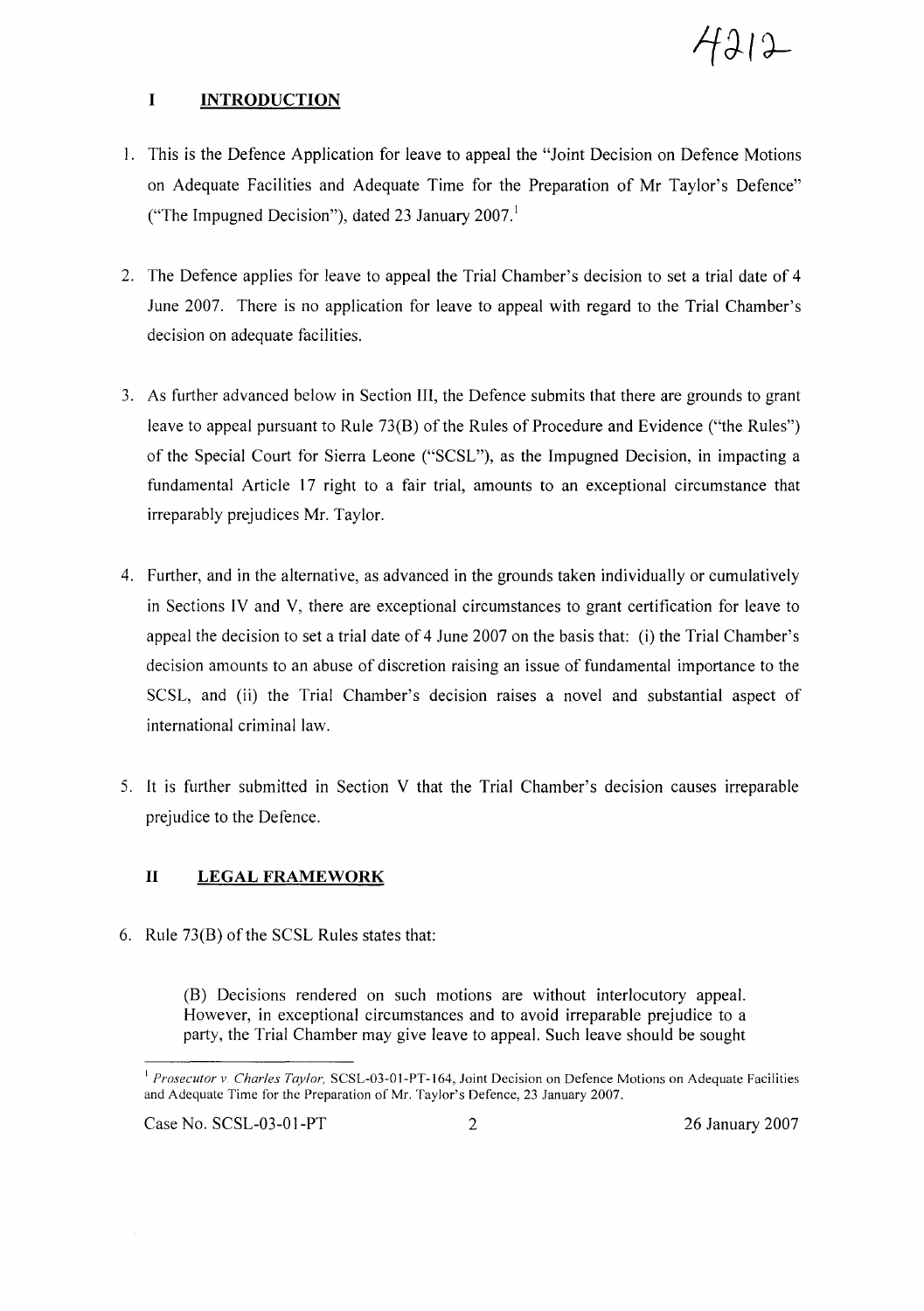## I INTRODUCTION

1. This is the Defence Application for leave to appeal the "Joint Decision on Defence Motions on Adequate Facilities and Adequate Time for the Preparation of Mr Taylor's Defence" ("The Impugned Decision"), dated 23 January 2007.[1]

2. The Defence applies for leave to appeal the Trial Chamber's decision to set a trial date of 4 June 2007. There is no application for leave to appeal with regard to the Trial Chamber's decision on adequate facilities.

3. As further advanced below in Section III, the Defence submits that there are grounds to grant leave to appeal pursuant to Rule 73(B) of the Rules of Procedure and Evidence ("the Rules") of the Special Court for Sierra Leone ("SCSL"), as the Impugned Decision, in impacting a fundamental Article 17 right to a fair trial, amounts to an exceptional circumstance that irreparably prejudices Mr. Taylor.

4. Further, and in the alternative, as advanced in the grounds taken individually or cumulatively in Sections IV and V, there are exceptional circumstances to grant certification for leave to appeal the decision to set a trial date of 4 June 2007 on the basis that: (i) the Trial Chamber's decision amounts to an abuse of discretion raising an issue of fundamental importance to the SCSL, and (ii) the Trial Chamber's decision raises a novel and substantial aspect of international criminal law.

5. It is further submitted in Section V that the Trial Chamber's decision causes irreparable prejudice to the Defence.

## II LEGAL FRAMEWORK

6. Rule 73(B) of the SCSL Rules states that:

> (B) Decisions rendered on such motions are without interlocutory appeal. However, in exceptional circumstances and to avoid irreparable prejudice to a party, the Trial Chamber may give leave to appeal. Such leave should be sought

---

[1] *Prosecutor v. Charles Taylor*, SCSL-03-01-PT-164, Joint Decision on Defence Motions on Adequate Facilities and Adequate Time for the Preparation of Mr. Taylor's Defence, 23 January 2007.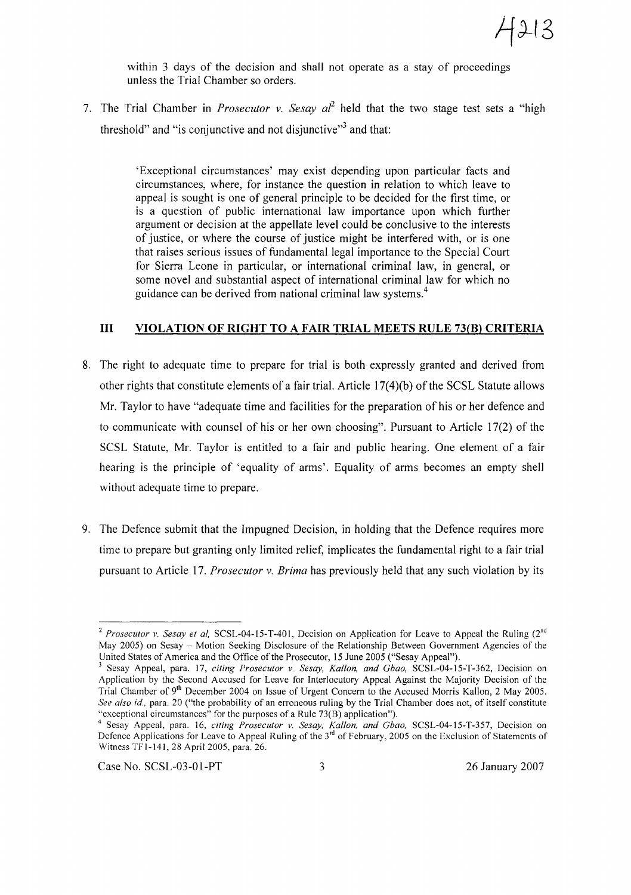within 3 days of the decision and shall not operate as a stay of proceedings unless the Trial Chamber so orders.

7. The Trial Chamber in *Prosecutor v. Sesay al*[2] held that the two stage test sets a "high threshold" and "is conjunctive and not disjunctive"[3] and that:

> 'Exceptional circumstances' may exist depending upon particular facts and circumstances, where, for instance the question in relation to which leave to appeal is sought is one of general principle to be decided for the first time, or is a question of public international law importance upon which further argument or decision at the appellate level could be conclusive to the interests of justice, or where the course of justice might be interfered with, or is one that raises serious issues of fundamental legal importance to the Special Court for Sierra Leone in particular, or international criminal law, in general, or some novel and substantial aspect of international criminal law for which no guidance can be derived from national criminal law systems.[4]

## III VIOLATION OF RIGHT TO A FAIR TRIAL MEETS RULE 73(B) CRITERIA

8. The right to adequate time to prepare for trial is both expressly granted and derived from other rights that constitute elements of a fair trial. Article 17(4)(b) of the SCSL Statute allows Mr. Taylor to have "adequate time and facilities for the preparation of his or her defence and to communicate with counsel of his or her own choosing". Pursuant to Article 17(2) of the SCSL Statute, Mr. Taylor is entitled to a fair and public hearing. One element of a fair hearing is the principle of 'equality of arms'. Equality of arms becomes an empty shell without adequate time to prepare.

9. The Defence submit that the Impugned Decision, in holding that the Defence requires more time to prepare but granting only limited relief, implicates the fundamental right to a fair trial pursuant to Article 17. *Prosecutor v. Brima* has previously held that any such violation by its

---

[2] *Prosecutor v. Sesay et al*, SCSL-04-15-T-401, Decision on Application for Leave to Appeal the Ruling (2nd May 2005) on Sesay – Motion Seeking Disclosure of the Relationship Between Government Agencies of the United States of America and the Office of the Prosecutor, 15 June 2005 ("Sesay Appeal").

[3] Sesay Appeal, para. 17, *citing Prosecutor v. Sesay, Kallon, and Gbao*, SCSL-04-15-T-362, Decision on Application by the Second Accused for Leave for Interlocutory Appeal Against the Majority Decision of the Trial Chamber of 9th December 2004 on Issue of Urgent Concern to the Accused Morris Kallon, 2 May 2005. *See also id.*, para. 20 ("the probability of an erroneous ruling by the Trial Chamber does not, of itself constitute "exceptional circumstances" for the purposes of a Rule 73(B) application").

[4] Sesay Appeal, para. 16, *citing Prosecutor v. Sesay, Kallon, and Gbao*, SCSL-04-15-T-357, Decision on Defence Applications for Leave to Appeal Ruling of the 3rd of February, 2005 on the Exclusion of Statements of Witness TF1-141, 28 April 2005, para. 26.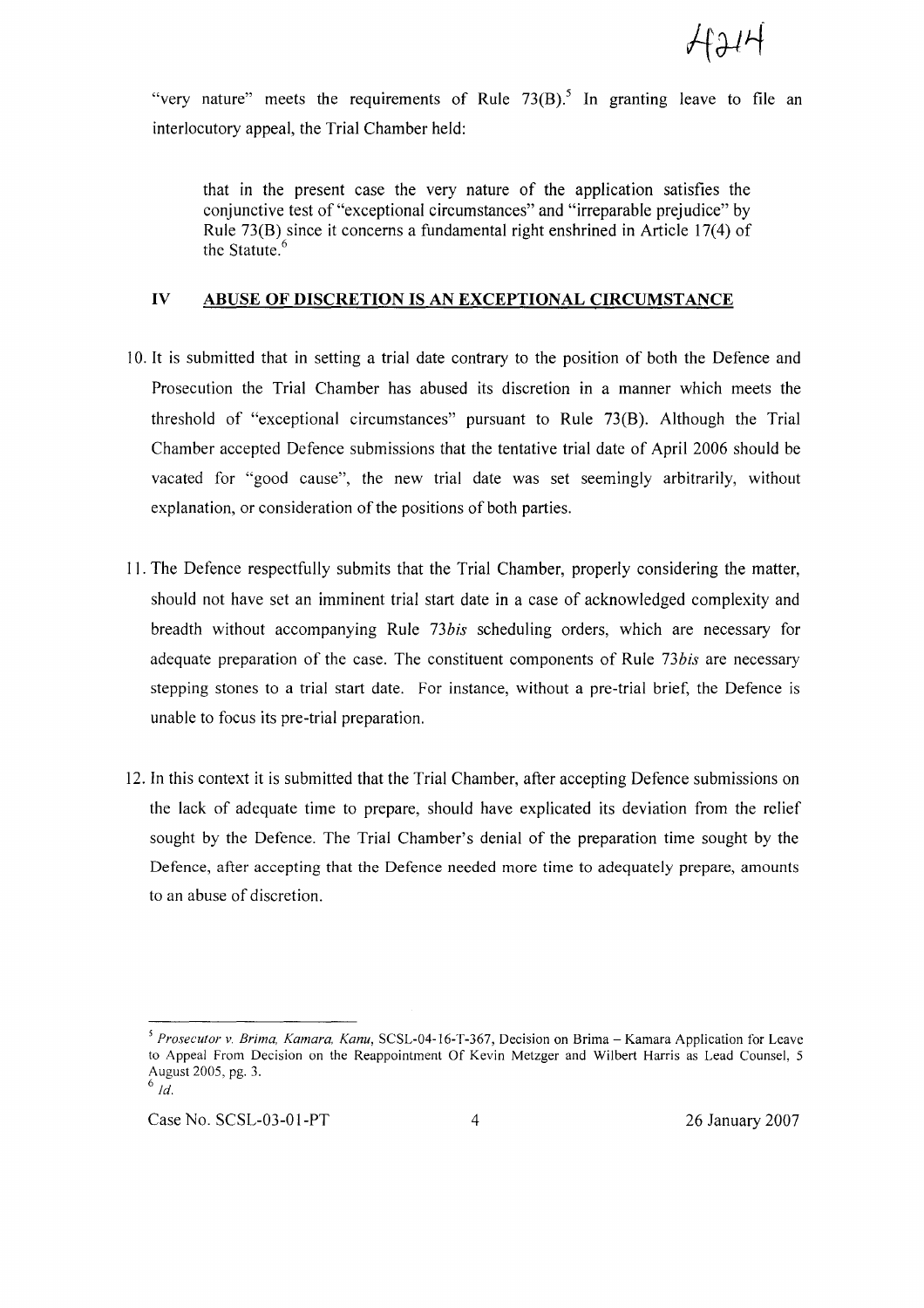"very nature" meets the requirements of Rule 73(B).[5] In granting leave to file an interlocutory appeal, the Trial Chamber held:

> that in the present case the very nature of the application satisfies the conjunctive test of "exceptional circumstances" and "irreparable prejudice" by Rule 73(B) since it concerns a fundamental right enshrined in Article 17(4) of the Statute.[6]

## IV ABUSE OF DISCRETION IS AN EXCEPTIONAL CIRCUMSTANCE

10. It is submitted that in setting a trial date contrary to the position of both the Defence and Prosecution the Trial Chamber has abused its discretion in a manner which meets the threshold of "exceptional circumstances" pursuant to Rule 73(B). Although the Trial Chamber accepted Defence submissions that the tentative trial date of April 2006 should be vacated for "good cause", the new trial date was set seemingly arbitrarily, without explanation, or consideration of the positions of both parties.

11. The Defence respectfully submits that the Trial Chamber, properly considering the matter, should not have set an imminent trial start date in a case of acknowledged complexity and breadth without accompanying Rule 73*bis* scheduling orders, which are necessary for adequate preparation of the case. The constituent components of Rule 73*bis* are necessary stepping stones to a trial start date. For instance, without a pre-trial brief, the Defence is unable to focus its pre-trial preparation.

12. In this context it is submitted that the Trial Chamber, after accepting Defence submissions on the lack of adequate time to prepare, should have explicated its deviation from the relief sought by the Defence. The Trial Chamber's denial of the preparation time sought by the Defence, after accepting that the Defence needed more time to adequately prepare, amounts to an abuse of discretion.

---

[5] *Prosecutor v. Brima, Kamara, Kanu*, SCSL-04-16-T-367, Decision on Brima – Kamara Application for Leave to Appeal From Decision on the Reappointment Of Kevin Metzger and Wilbert Harris as Lead Counsel, 5 August 2005, pg. 3.

[6] *Id.*

Case No. SCSL-03-01-PT 26 January 2007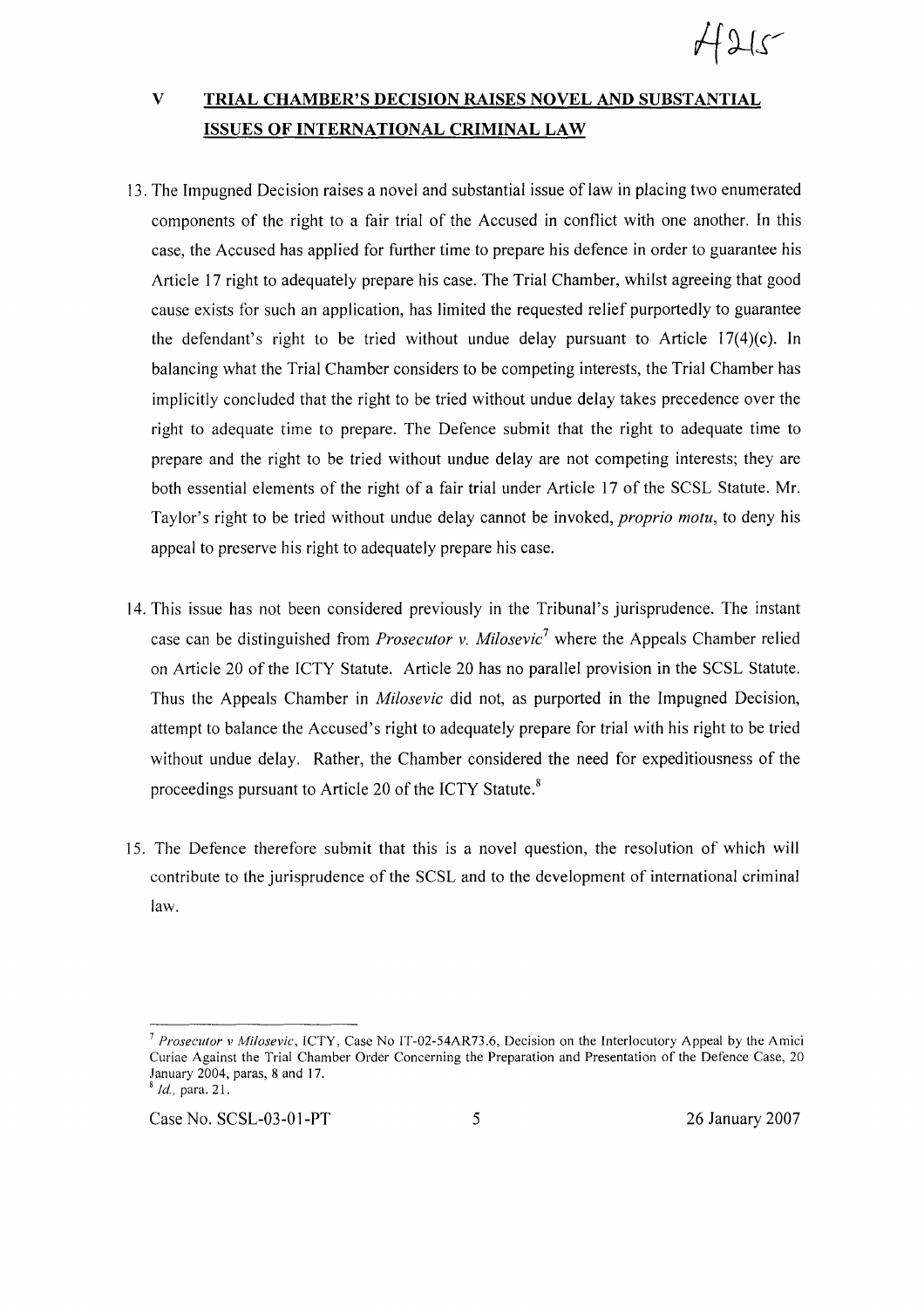## V TRIAL CHAMBER'S DECISION RAISES NOVEL AND SUBSTANTIAL ISSUES OF INTERNATIONAL CRIMINAL LAW

13. The Impugned Decision raises a novel and substantial issue of law in placing two enumerated components of the right to a fair trial of the Accused in conflict with one another. In this case, the Accused has applied for further time to prepare his defence in order to guarantee his Article 17 right to adequately prepare his case. The Trial Chamber, whilst agreeing that good cause exists for such an application, has limited the requested relief purportedly to guarantee the defendant's right to be tried without undue delay pursuant to Article 17(4)(c). In balancing what the Trial Chamber considers to be competing interests, the Trial Chamber has implicitly concluded that the right to be tried without undue delay takes precedence over the right to adequate time to prepare. The Defence submit that the right to adequate time to prepare and the right to be tried without undue delay are not competing interests; they are both essential elements of the right of a fair trial under Article 17 of the SCSL Statute. Mr. Taylor's right to be tried without undue delay cannot be invoked, *proprio motu*, to deny his appeal to preserve his right to adequately prepare his case.

14. This issue has not been considered previously in the Tribunal's jurisprudence. The instant case can be distinguished from *Prosecutor v. Milosevic*[7] where the Appeals Chamber relied on Article 20 of the ICTY Statute. Article 20 has no parallel provision in the SCSL Statute. Thus the Appeals Chamber in *Milosevic* did not, as purported in the Impugned Decision, attempt to balance the Accused's right to adequately prepare for trial with his right to be tried without undue delay. Rather, the Chamber considered the need for expeditiousness of the proceedings pursuant to Article 20 of the ICTY Statute.[8]

15. The Defence therefore submit that this is a novel question, the resolution of which will contribute to the jurisprudence of the SCSL and to the development of international criminal law.

---

[7] *Prosecutor v Milosevic*, ICTY, Case No IT-02-54AR73.6, Decision on the Interlocutory Appeal by the Amici Curiae Against the Trial Chamber Order Concerning the Preparation and Presentation of the Defence Case, 20 January 2004, paras, 8 and 17.

[8] *Id.*, para. 21.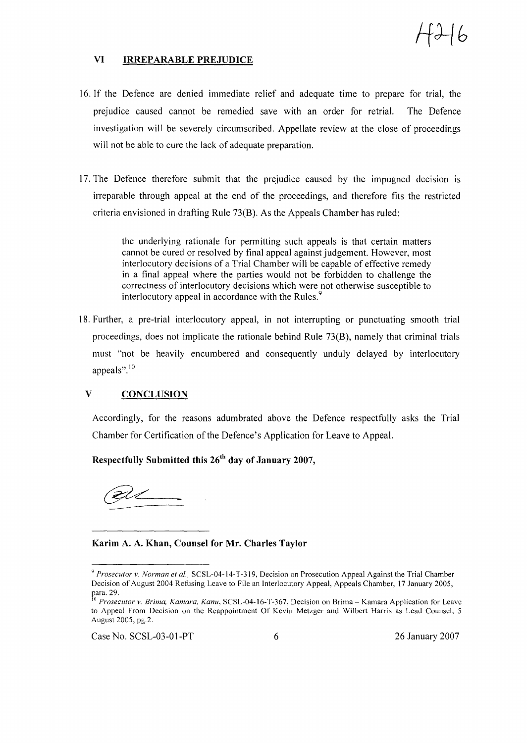## VI IRREPARABLE PREJUDICE

16. If the Defence are denied immediate relief and adequate time to prepare for trial, the prejudice caused cannot be remedied save with an order for retrial. The Defence investigation will be severely circumscribed. Appellate review at the close of proceedings will not be able to cure the lack of adequate preparation.

17. The Defence therefore submit that the prejudice caused by the impugned decision is irreparable through appeal at the end of the proceedings, and therefore fits the restricted criteria envisioned in drafting Rule 73(B). As the Appeals Chamber has ruled:

> the underlying rationale for permitting such appeals is that certain matters cannot be cured or resolved by final appeal against judgement. However, most interlocutory decisions of a Trial Chamber will be capable of effective remedy in a final appeal where the parties would not be forbidden to challenge the correctness of interlocutory decisions which were not otherwise susceptible to interlocutory appeal in accordance with the Rules.[9]

18. Further, a pre-trial interlocutory appeal, in not interrupting or punctuating smooth trial proceedings, does not implicate the rationale behind Rule 73(B), namely that criminal trials must "not be heavily encumbered and consequently unduly delayed by interlocutory appeals".[10]

## V CONCLUSION

Accordingly, for the reasons adumbrated above the Defence respectfully asks the Trial Chamber for Certification of the Defence's Application for Leave to Appeal.

**Respectfully Submitted this 26th day of January 2007,**

**Karim A. A. Khan, Counsel for Mr. Charles Taylor**

---

[9] *Prosecutor v. Norman et al.*, SCSL-04-14-T-319, Decision on Prosecution Appeal Against the Trial Chamber Decision of August 2004 Refusing Leave to File an Interlocutory Appeal, Appeals Chamber, 17 January 2005, para. 29.

[10] *Prosecutor v. Brima, Kamara, Kanu*, SCSL-04-16-T-367, Decision on Brima – Kamara Application for Leave to Appeal From Decision on the Reappointment Of Kevin Metzger and Wilbert Harris as Lead Counsel, 5 August 2005, pg.2.

Case No. SCSL-03-01-PT 26 January 2007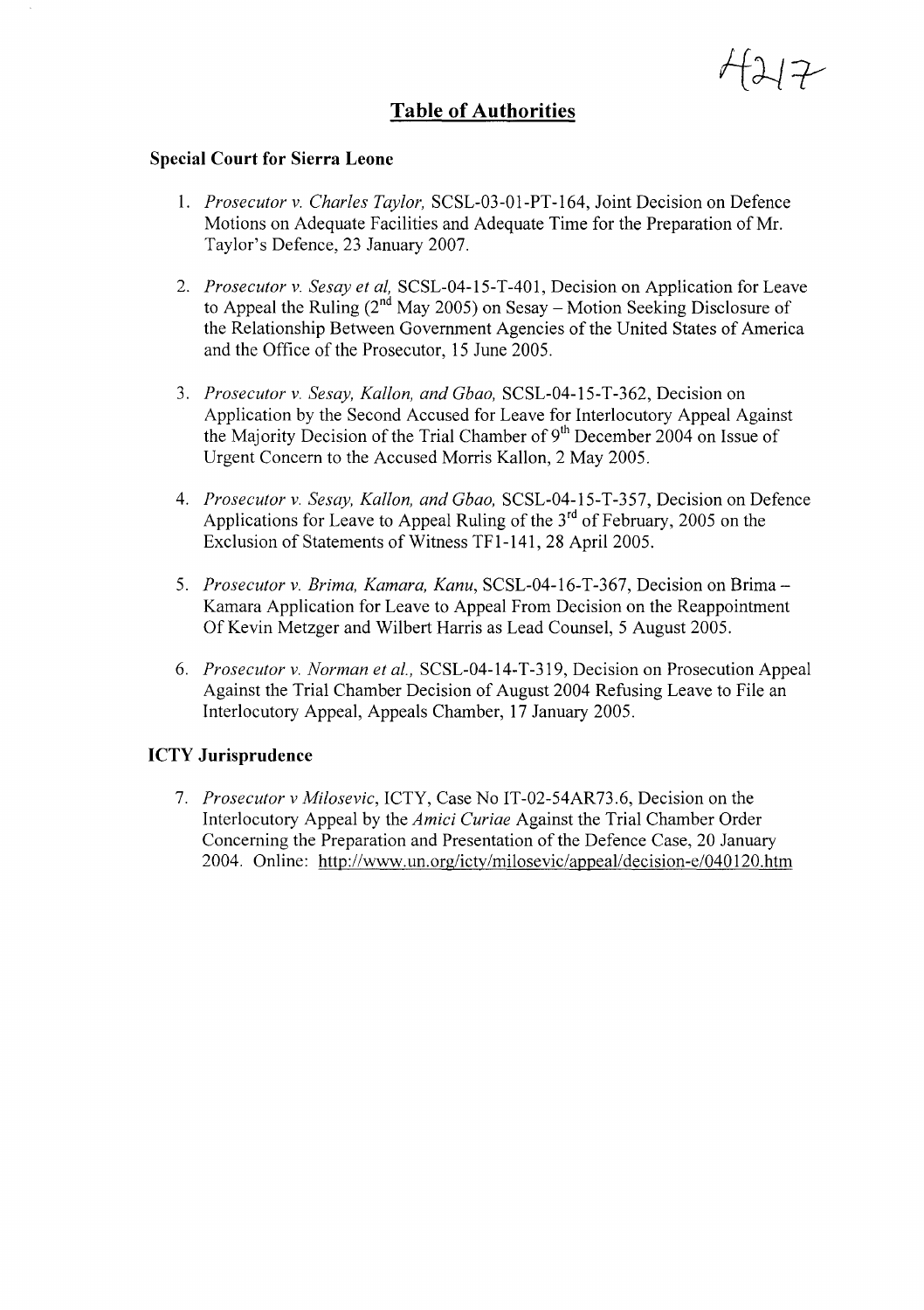## Table of Authorities

### Special Court for Sierra Leone

1. *Prosecutor v. Charles Taylor,* SCSL-03-01-PT-164, Joint Decision on Defence Motions on Adequate Facilities and Adequate Time for the Preparation of Mr. Taylor's Defence, 23 January 2007.

2. *Prosecutor v. Sesay et al,* SCSL-04-15-T-401, Decision on Application for Leave to Appeal the Ruling (2nd May 2005) on Sesay – Motion Seeking Disclosure of the Relationship Between Government Agencies of the United States of America and the Office of the Prosecutor, 15 June 2005.

3. *Prosecutor v. Sesay, Kallon, and Gbao,* SCSL-04-15-T-362, Decision on Application by the Second Accused for Leave for Interlocutory Appeal Against the Majority Decision of the Trial Chamber of 9th December 2004 on Issue of Urgent Concern to the Accused Morris Kallon, 2 May 2005.

4. *Prosecutor v. Sesay, Kallon, and Gbao,* SCSL-04-15-T-357, Decision on Defence Applications for Leave to Appeal Ruling of the 3rd of February, 2005 on the Exclusion of Statements of Witness TF1-141, 28 April 2005.

5. *Prosecutor v. Brima, Kamara, Kanu,* SCSL-04-16-T-367, Decision on Brima – Kamara Application for Leave to Appeal From Decision on the Reappointment Of Kevin Metzger and Wilbert Harris as Lead Counsel, 5 August 2005.

6. *Prosecutor v. Norman et al.,* SCSL-04-14-T-319, Decision on Prosecution Appeal Against the Trial Chamber Decision of August 2004 Refusing Leave to File an Interlocutory Appeal, Appeals Chamber, 17 January 2005.

### ICTY Jurisprudence

7. *Prosecutor v Milosevic,* ICTY, Case No IT-02-54AR73.6, Decision on the Interlocutory Appeal by the *Amici Curiae* Against the Trial Chamber Order Concerning the Preparation and Presentation of the Defence Case, 20 January 2004. Online: http://www.un.org/icty/milosevic/appeal/decision-e/040120.htm